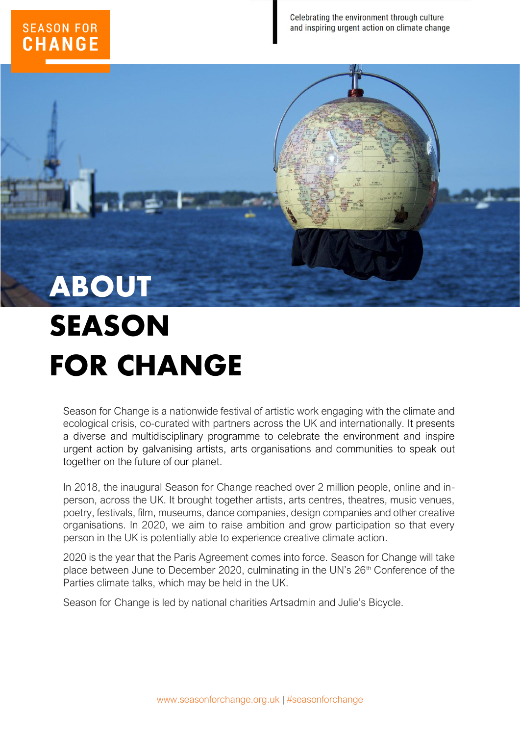SEASON FOR CHANGE

Celebrating the environment through culture and inspiring urgent action on climate change

# ABOUT SEASON FOR CHANGE

Season for Change is a nationwide festival of artistic work engaging with the climate and ecological crisis, co-curated with partners across the UK and internationally. It presents a diverse and multidisciplinary programme to celebrate the environment and inspire urgent action by galvanising artists, arts organisations and communities to speak out together on the future of our planet.

In 2018, the inaugural Season for Change reached over 2 million people, online and in-person, across the UK. It brought together artists, arts centres, theatres, music venues, poetry, festivals, film, museums, dance companies, design companies and other creative organisations. In 2020, we aim to raise ambition and grow participation so that every person in the UK is potentially able to experience creative climate action.

2020 is the year that the Paris Agreement comes into force. Season for Change will take place between June to December 2020, culminating in the UN's 26th Conference of the Parties climate talks, which may be held in the UK.

Season for Change is led by national charities Artsadmin and Julie's Bicycle.

www.seasonforchange.org.uk | #seasonforchange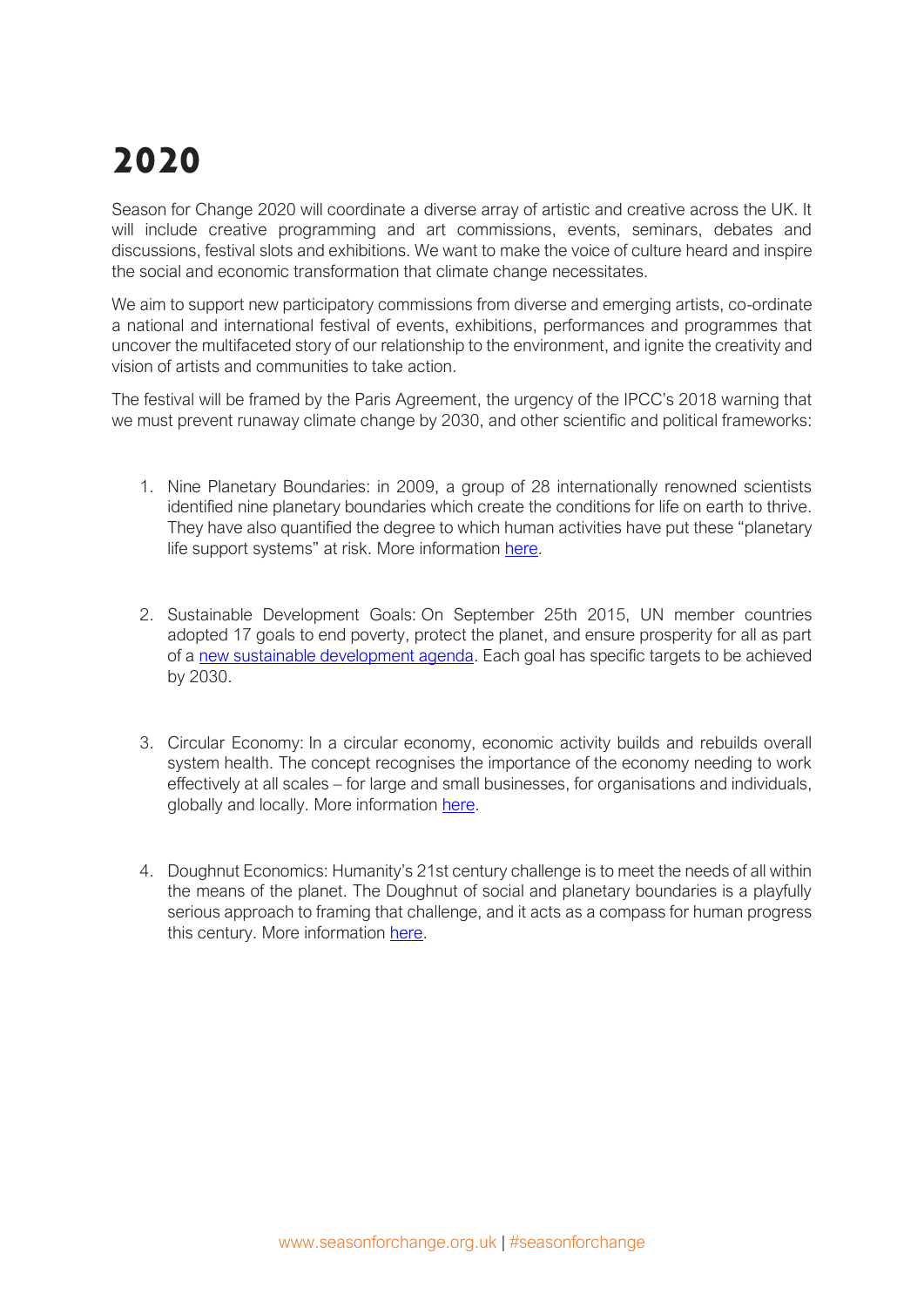# 2020

Season for Change 2020 will coordinate a diverse array of artistic and creative across the UK. It will include creative programming and art commissions, events, seminars, debates and discussions, festival slots and exhibitions. We want to make the voice of culture heard and inspire the social and economic transformation that climate change necessitates.

We aim to support new participatory commissions from diverse and emerging artists, co-ordinate a national and international festival of events, exhibitions, performances and programmes that uncover the multifaceted story of our relationship to the environment, and ignite the creativity and vision of artists and communities to take action.

The festival will be framed by the Paris Agreement, the urgency of the IPCC's 2018 warning that we must prevent runaway climate change by 2030, and other scientific and political frameworks:

1. Nine Planetary Boundaries: in 2009, a group of 28 internationally renowned scientists identified nine planetary boundaries which create the conditions for life on earth to thrive. They have also quantified the degree to which human activities have put these "planetary life support systems" at risk. More information here.

2. Sustainable Development Goals: On September 25th 2015, UN member countries adopted 17 goals to end poverty, protect the planet, and ensure prosperity for all as part of a new sustainable development agenda. Each goal has specific targets to be achieved by 2030.

3. Circular Economy: In a circular economy, economic activity builds and rebuilds overall system health. The concept recognises the importance of the economy needing to work effectively at all scales – for large and small businesses, for organisations and individuals, globally and locally. More information here.

4. Doughnut Economics: Humanity's 21st century challenge is to meet the needs of all within the means of the planet. The Doughnut of social and planetary boundaries is a playfully serious approach to framing that challenge, and it acts as a compass for human progress this century. More information here.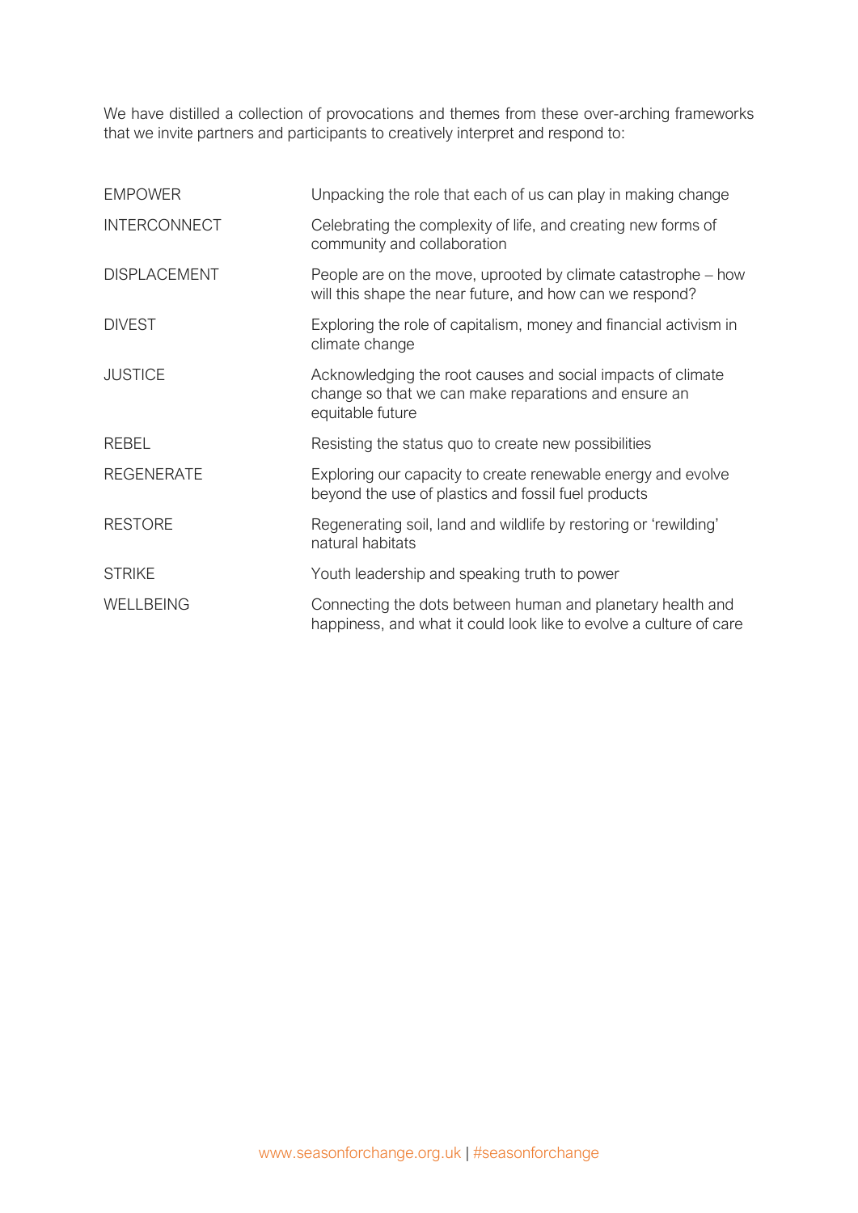We have distilled a collection of provocations and themes from these over-arching frameworks that we invite partners and participants to creatively interpret and respond to:

| | |
|---|---|
| EMPOWER | Unpacking the role that each of us can play in making change |
| INTERCONNECT | Celebrating the complexity of life, and creating new forms of community and collaboration |
| DISPLACEMENT | People are on the move, uprooted by climate catastrophe – how will this shape the near future, and how can we respond? |
| DIVEST | Exploring the role of capitalism, money and financial activism in climate change |
| JUSTICE | Acknowledging the root causes and social impacts of climate change so that we can make reparations and ensure an equitable future |
| REBEL | Resisting the status quo to create new possibilities |
| REGENERATE | Exploring our capacity to create renewable energy and evolve beyond the use of plastics and fossil fuel products |
| RESTORE | Regenerating soil, land and wildlife by restoring or 'rewilding' natural habitats |
| STRIKE | Youth leadership and speaking truth to power |
| WELLBEING | Connecting the dots between human and planetary health and happiness, and what it could look like to evolve a culture of care |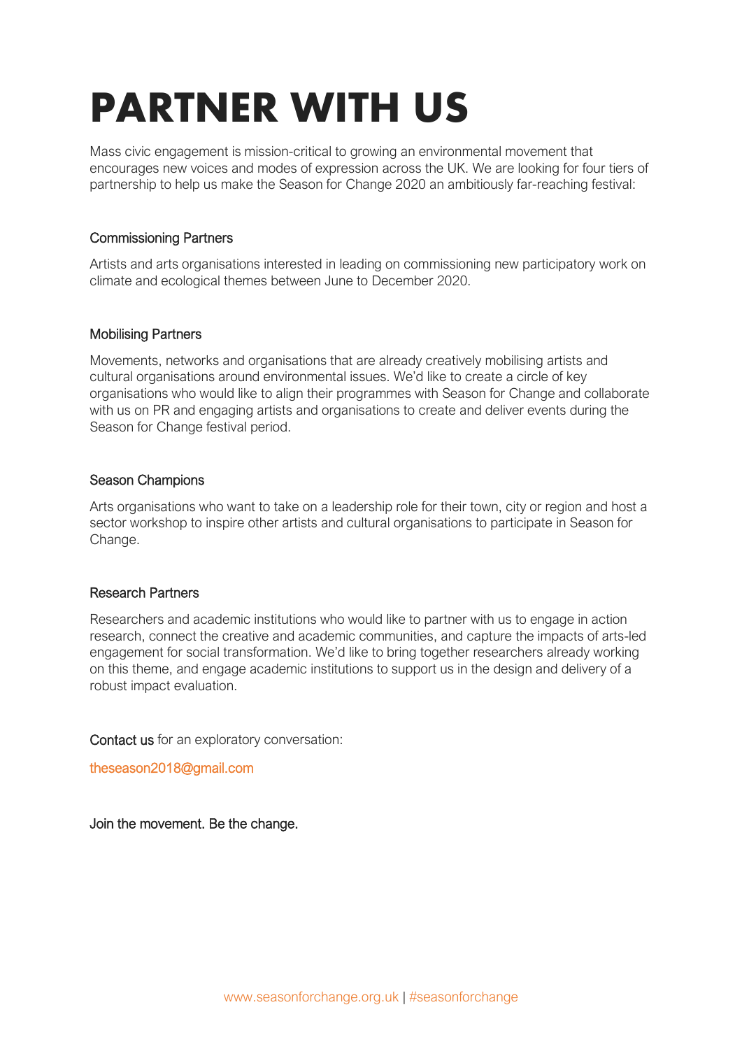# PARTNER WITH US

Mass civic engagement is mission-critical to growing an environmental movement that encourages new voices and modes of expression across the UK. We are looking for four tiers of partnership to help us make the Season for Change 2020 an ambitiously far-reaching festival:

### Commissioning Partners

Artists and arts organisations interested in leading on commissioning new participatory work on climate and ecological themes between June to December 2020.

### Mobilising Partners

Movements, networks and organisations that are already creatively mobilising artists and cultural organisations around environmental issues. We'd like to create a circle of key organisations who would like to align their programmes with Season for Change and collaborate with us on PR and engaging artists and organisations to create and deliver events during the Season for Change festival period.

### Season Champions

Arts organisations who want to take on a leadership role for their town, city or region and host a sector workshop to inspire other artists and cultural organisations to participate in Season for Change.

### Research Partners

Researchers and academic institutions who would like to partner with us to engage in action research, connect the creative and academic communities, and capture the impacts of arts-led engagement for social transformation. We'd like to bring together researchers already working on this theme, and engage academic institutions to support us in the design and delivery of a robust impact evaluation.

Contact us for an exploratory conversation:

theseason2018@gmail.com

Join the movement. Be the change.

www.seasonforchange.org.uk | #seasonforchange